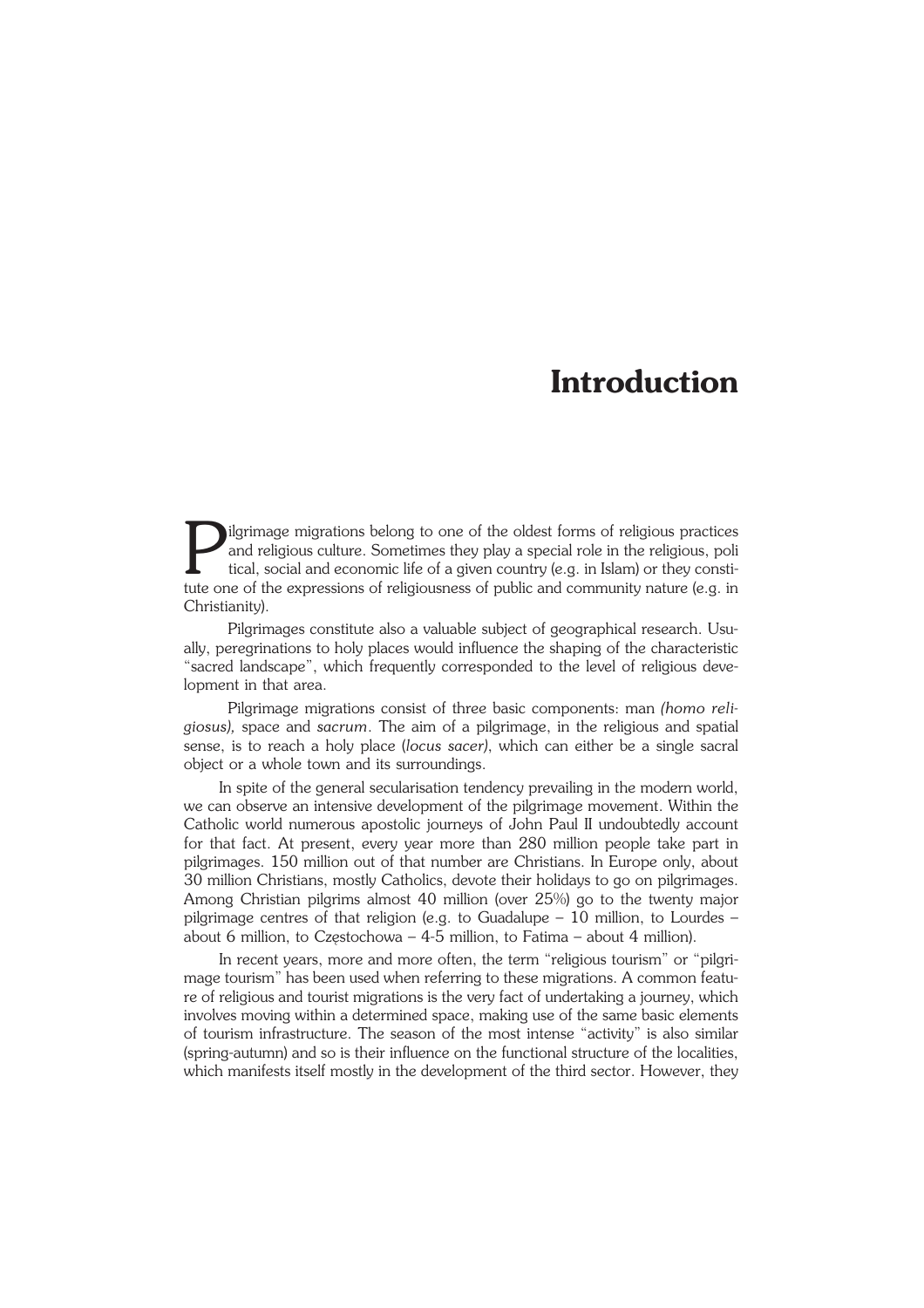# Introduction

Pilgrimage migrations belong to one of the oldest forms of religious practices and religious culture. Sometimes they play a special role in the religious, political, social and economic life of a given country (e.g. in Islam) or they constitute one of the expressions of religiousness of public and community nature (e.g. in Christianity).

Pilgrimages constitute also a valuable subject of geographical research. Usually, peregrinations to holy places would influence the shaping of the characteristic "sacred landscape", which frequently corresponded to the level of religious development in that area.

Pilgrimage migrations consist of three basic components: man *(homo religiosus),* space and *sacrum*. The aim of a pilgrimage, in the religious and spatial sense, is to reach a holy place (*locus sacer)*, which can either be a single sacral object or a whole town and its surroundings.

In spite of the general secularisation tendency prevailing in the modern world, we can observe an intensive development of the pilgrimage movement. Within the Catholic world numerous apostolic journeys of John Paul II undoubtedly account for that fact. At present, every year more than 280 million people take part in pilgrimages. 150 million out of that number are Christians. In Europe only, about 30 million Christians, mostly Catholics, devote their holidays to go on pilgrimages. Among Christian pilgrims almost 40 million (over 25%) go to the twenty major pilgrimage centres of that religion (e.g. to Guadalupe – 10 million, to Lourdes – about 6 million, to Częstochowa – 4-5 million, to Fatima – about 4 million).

In recent years, more and more often, the term "religious tourism" or "pilgrimage tourism" has been used when referring to these migrations. A common feature of religious and tourist migrations is the very fact of undertaking a journey, which involves moving within a determined space, making use of the same basic elements of tourism infrastructure. The season of the most intense "activity" is also similar (spring-autumn) and so is their influence on the functional structure of the localities, which manifests itself mostly in the development of the third sector. However, they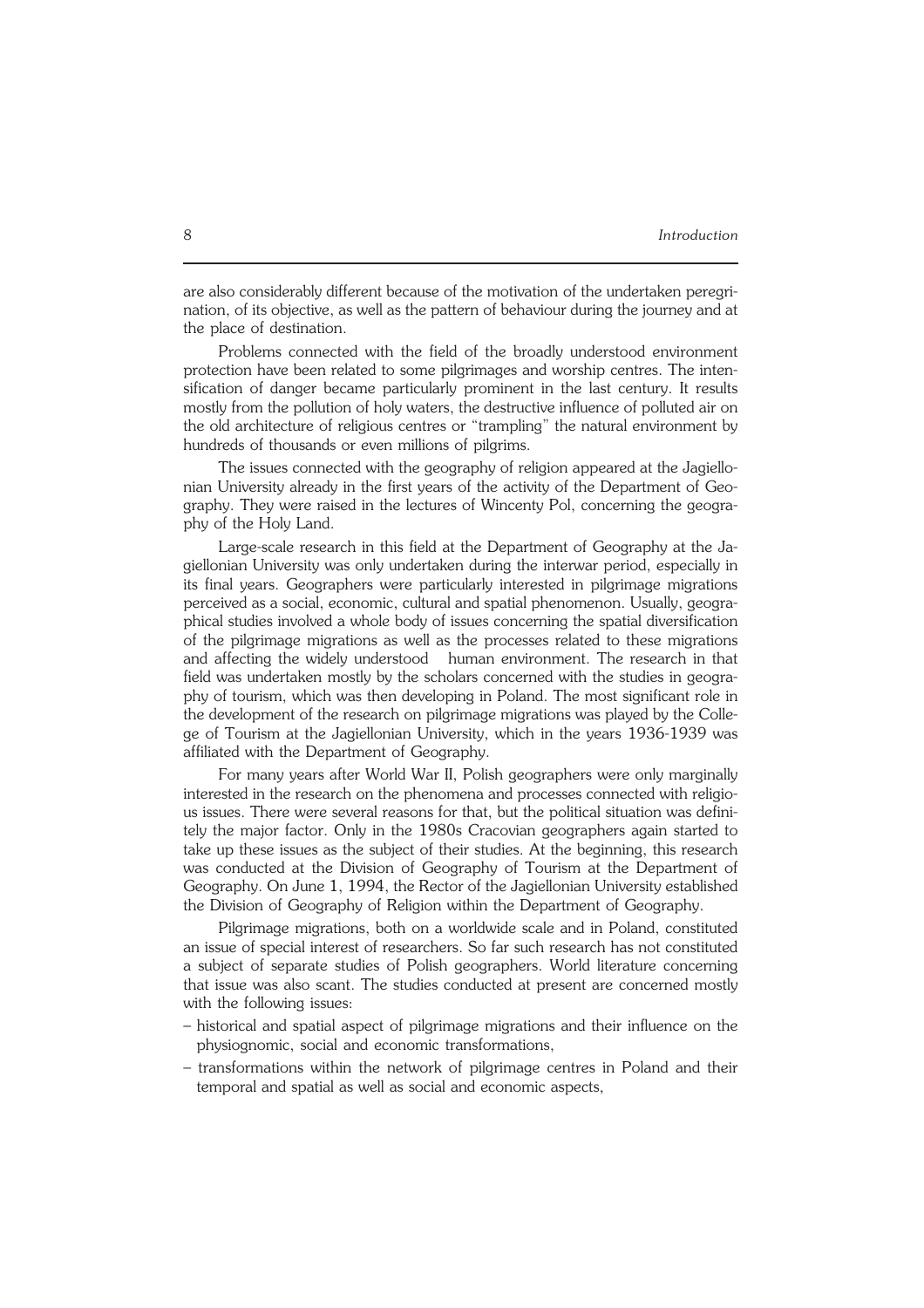are also considerably different because of the motivation of the undertaken peregrination, of its objective, as well as the pattern of behaviour during the journey and at the place of destination.

Problems connected with the field of the broadly understood environment protection have been related to some pilgrimages and worship centres. The intensification of danger became particularly prominent in the last century. It results mostly from the pollution of holy waters, the destructive influence of polluted air on the old architecture of religious centres or "trampling" the natural environment by hundreds of thousands or even millions of pilgrims.

The issues connected with the geography of religion appeared at the Jagiellonian University already in the first years of the activity of the Department of Geography. They were raised in the lectures of Wincenty Pol, concerning the geography of the Holy Land.

Large-scale research in this field at the Department of Geography at the Jagiellonian University was only undertaken during the interwar period, especially in its final years. Geographers were particularly interested in pilgrimage migrations perceived as a social, economic, cultural and spatial phenomenon. Usually, geographical studies involved a whole body of issues concerning the spatial diversification of the pilgrimage migrations as well as the processes related to these migrations and affecting the widely understood human environment. The research in that field was undertaken mostly by the scholars concerned with the studies in geography of tourism, which was then developing in Poland. The most significant role in the development of the research on pilgrimage migrations was played by the College of Tourism at the Jagiellonian University, which in the years 1936-1939 was affiliated with the Department of Geography.

For many years after World War II, Polish geographers were only marginally interested in the research on the phenomena and processes connected with religious issues. There were several reasons for that, but the political situation was definitely the major factor. Only in the 1980s Cracovian geographers again started to take up these issues as the subject of their studies. At the beginning, this research was conducted at the Division of Geography of Tourism at the Department of Geography. On June 1, 1994, the Rector of the Jagiellonian University established the Division of Geography of Religion within the Department of Geography.

Pilgrimage migrations, both on a worldwide scale and in Poland, constituted an issue of special interest of researchers. So far such research has not constituted a subject of separate studies of Polish geographers. World literature concerning that issue was also scant. The studies conducted at present are concerned mostly with the following issues:

- historical and spatial aspect of pilgrimage migrations and their influence on the physiognomic, social and economic transformations,
- transformations within the network of pilgrimage centres in Poland and their temporal and spatial as well as social and economic aspects,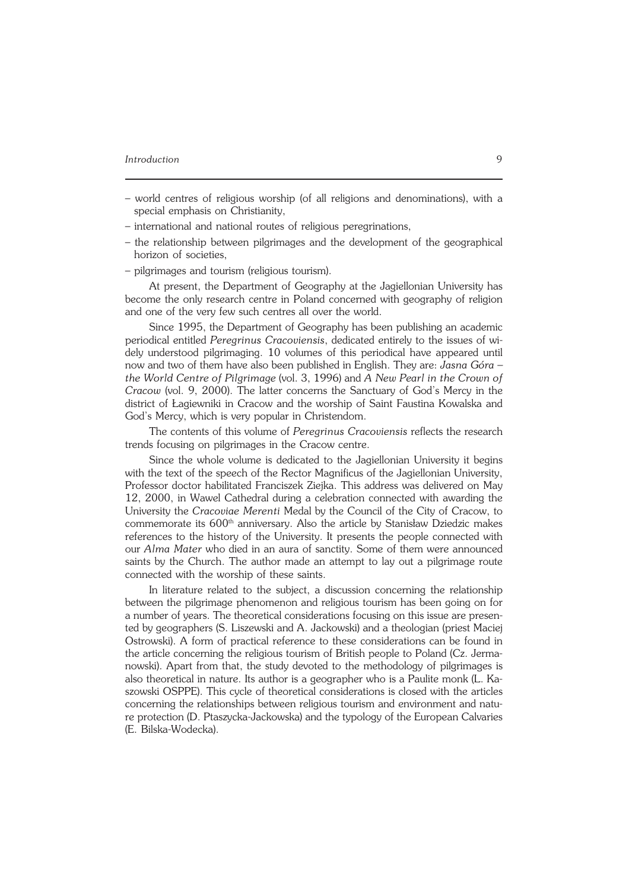– world centres of religious worship (of all religions and denominations), with a special emphasis on Christianity,
– international and national routes of religious peregrinations,
– the relationship between pilgrimages and the development of the geographical horizon of societies,
– pilgrimages and tourism (religious tourism).

At present, the Department of Geography at the Jagiellonian University has become the only research centre in Poland concerned with geography of religion and one of the very few such centres all over the world.

Since 1995, the Department of Geography has been publishing an academic periodical entitled *Peregrinus Cracoviensis*, dedicated entirely to the issues of widely understood pilgrimaging. 10 volumes of this periodical have appeared until now and two of them have also been published in English. They are: *Jasna Góra – the World Centre of Pilgrimage* (vol. 3, 1996) and *A New Pearl in the Crown of Cracow* (vol. 9, 2000). The latter concerns the Sanctuary of God's Mercy in the district of Łagiewniki in Cracow and the worship of Saint Faustina Kowalska and God's Mercy, which is very popular in Christendom.

The contents of this volume of *Peregrinus Cracoviensis* reflects the research trends focusing on pilgrimages in the Cracow centre.

Since the whole volume is dedicated to the Jagiellonian University it begins with the text of the speech of the Rector Magnificus of the Jagiellonian University, Professor doctor habilitated Franciszek Ziejka. This address was delivered on May 12, 2000, in Wawel Cathedral during a celebration connected with awarding the University the *Cracoviae Merenti* Medal by the Council of the City of Cracow, to commemorate its 600th anniversary. Also the article by Stanisław Dziedzic makes references to the history of the University. It presents the people connected with our *Alma Mater* who died in an aura of sanctity. Some of them were announced saints by the Church. The author made an attempt to lay out a pilgrimage route connected with the worship of these saints.

In literature related to the subject, a discussion concerning the relationship between the pilgrimage phenomenon and religious tourism has been going on for a number of years. The theoretical considerations focusing on this issue are presented by geographers (S. Liszewski and A. Jackowski) and a theologian (priest Maciej Ostrowski). A form of practical reference to these considerations can be found in the article concerning the religious tourism of British people to Poland (Cz. Jermanowski). Apart from that, the study devoted to the methodology of pilgrimages is also theoretical in nature. Its author is a geographer who is a Paulite monk (L. Kaszowski OSPPE). This cycle of theoretical considerations is closed with the articles concerning the relationships between religious tourism and environment and nature protection (D. Ptaszycka-Jackowska) and the typology of the European Calvaries (E. Bilska-Wodecka).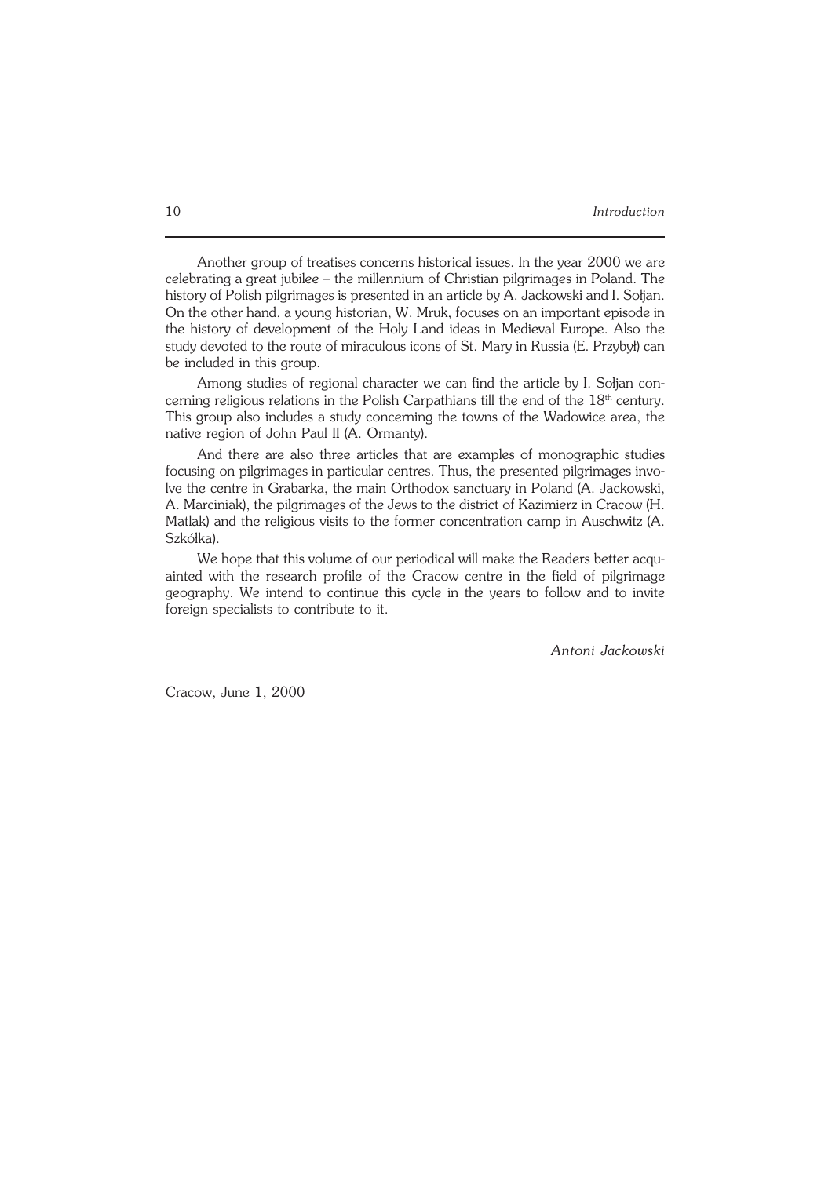Another group of treatises concerns historical issues. In the year 2000 we are celebrating a great jubilee – the millennium of Christian pilgrimages in Poland. The history of Polish pilgrimages is presented in an article by A. Jackowski and I. Sołjan. On the other hand, a young historian, W. Mruk, focuses on an important episode in the history of development of the Holy Land ideas in Medieval Europe. Also the study devoted to the route of miraculous icons of St. Mary in Russia (E. Przybył) can be included in this group.

Among studies of regional character we can find the article by I. Sołjan concerning religious relations in the Polish Carpathians till the end of the 18th century. This group also includes a study concerning the towns of the Wadowice area, the native region of John Paul II (A. Ormanty).

And there are also three articles that are examples of monographic studies focusing on pilgrimages in particular centres. Thus, the presented pilgrimages involve the centre in Grabarka, the main Orthodox sanctuary in Poland (A. Jackowski, A. Marciniak), the pilgrimages of the Jews to the district of Kazimierz in Cracow (H. Matlak) and the religious visits to the former concentration camp in Auschwitz (A. Szkółka).

We hope that this volume of our periodical will make the Readers better acquainted with the research profile of the Cracow centre in the field of pilgrimage geography. We intend to continue this cycle in the years to follow and to invite foreign specialists to contribute to it.

*Antoni Jackowski*

Cracow, June 1, 2000